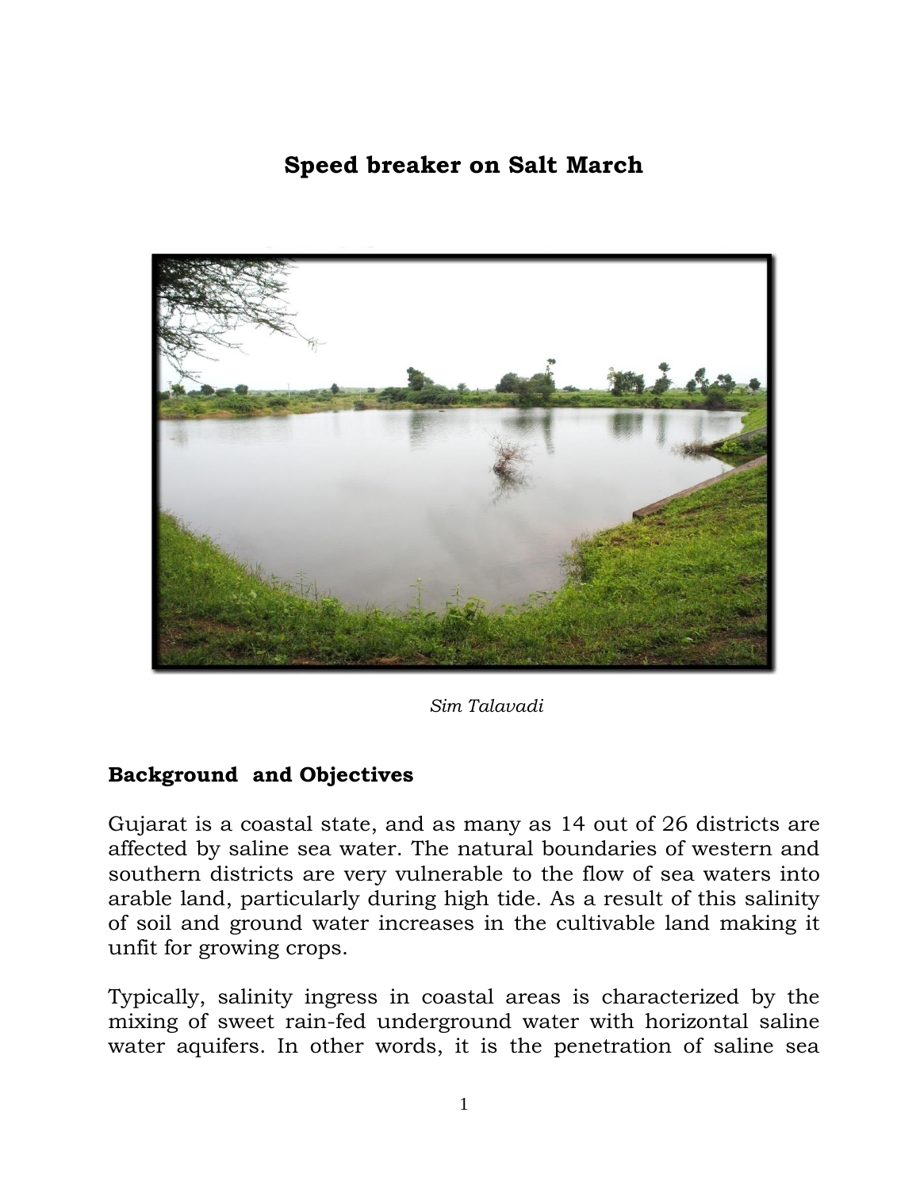# Speed breaker on Salt March

*Sim Talavadi*

## Background and Objectives

Gujarat is a coastal state, and as many as 14 out of 26 districts are affected by saline sea water. The natural boundaries of western and southern districts are very vulnerable to the flow of sea waters into arable land, particularly during high tide. As a result of this salinity of soil and ground water increases in the cultivable land making it unfit for growing crops.

Typically, salinity ingress in coastal areas is characterized by the mixing of sweet rain-fed underground water with horizontal saline water aquifers. In other words, it is the penetration of saline sea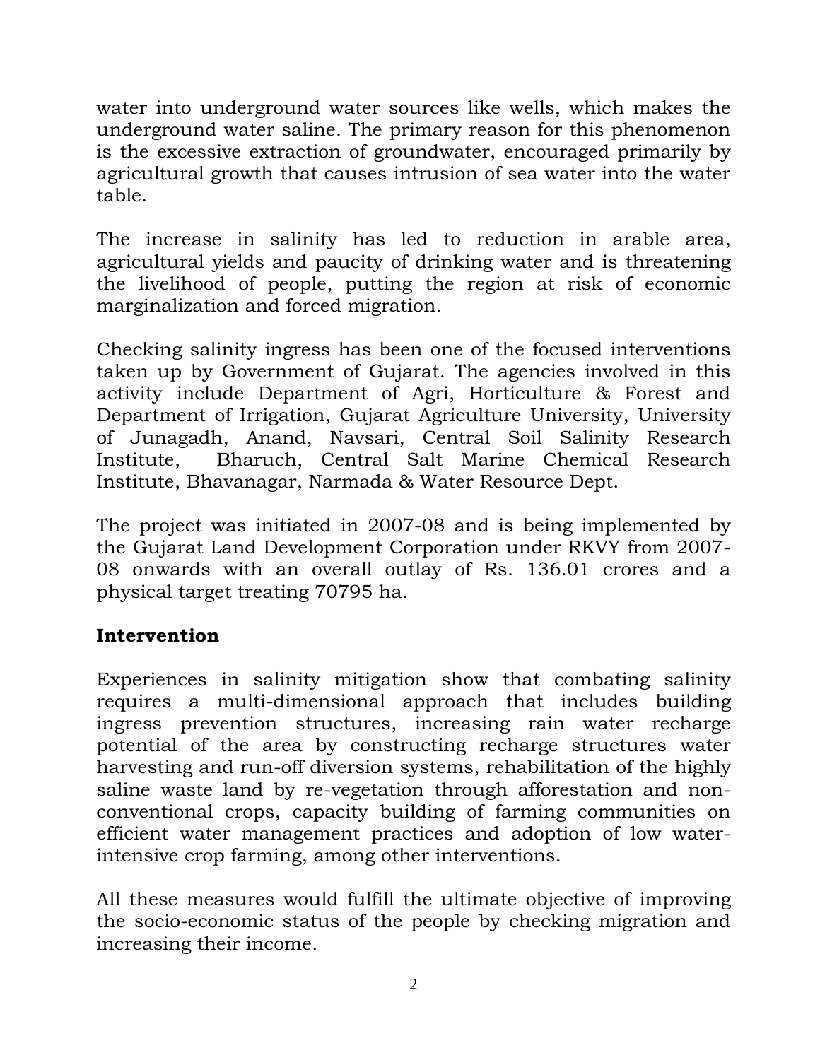water into underground water sources like wells, which makes the underground water saline. The primary reason for this phenomenon is the excessive extraction of groundwater, encouraged primarily by agricultural growth that causes intrusion of sea water into the water table.

The increase in salinity has led to reduction in arable area, agricultural yields and paucity of drinking water and is threatening the livelihood of people, putting the region at risk of economic marginalization and forced migration.

Checking salinity ingress has been one of the focused interventions taken up by Government of Gujarat. The agencies involved in this activity include Department of Agri, Horticulture & Forest and Department of Irrigation, Gujarat Agriculture University, University of Junagadh, Anand, Navsari, Central Soil Salinity Research Institute, Bharuch, Central Salt Marine Chemical Research Institute, Bhavanagar, Narmada & Water Resource Dept.

The project was initiated in 2007-08 and is being implemented by the Gujarat Land Development Corporation under RKVY from 2007-08 onwards with an overall outlay of Rs. 136.01 crores and a physical target treating 70795 ha.

## Intervention

Experiences in salinity mitigation show that combating salinity requires a multi-dimensional approach that includes building ingress prevention structures, increasing rain water recharge potential of the area by constructing recharge structures water harvesting and run-off diversion systems, rehabilitation of the highly saline waste land by re-vegetation through afforestation and non-conventional crops, capacity building of farming communities on efficient water management practices and adoption of low water-intensive crop farming, among other interventions.

All these measures would fulfill the ultimate objective of improving the socio-economic status of the people by checking migration and increasing their income.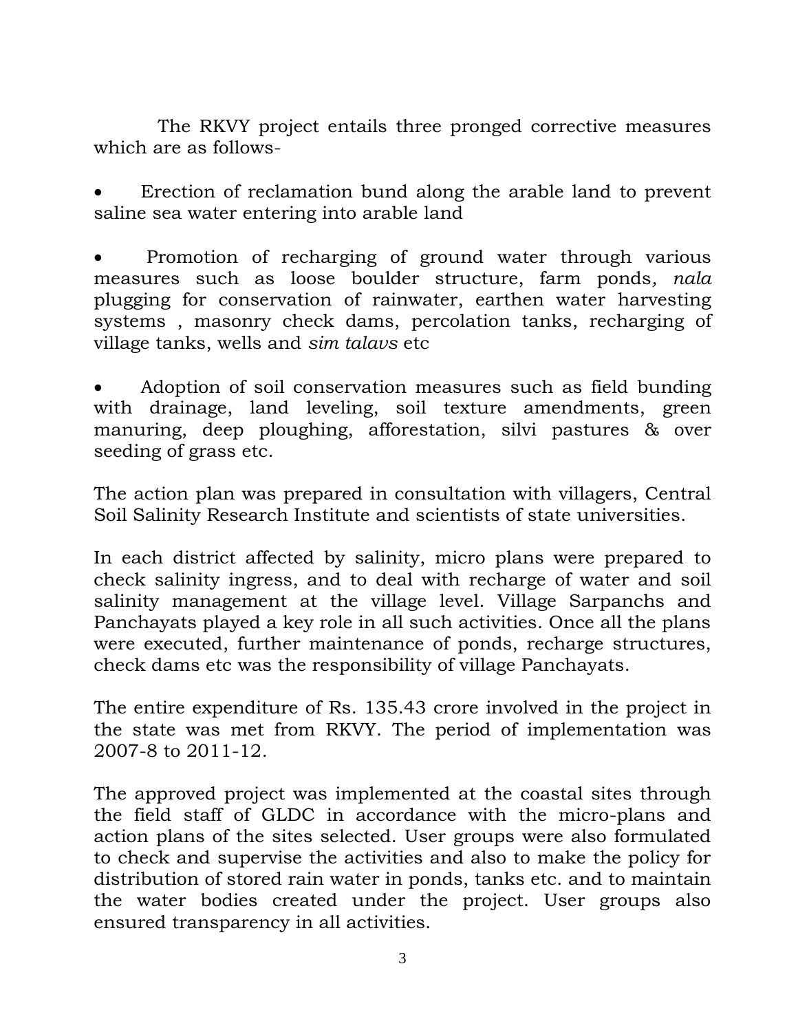The RKVY project entails three pronged corrective measures which are as follows-

- Erection of reclamation bund along the arable land to prevent saline sea water entering into arable land

- Promotion of recharging of ground water through various measures such as loose boulder structure, farm ponds, *nala* plugging for conservation of rainwater, earthen water harvesting systems , masonry check dams, percolation tanks, recharging of village tanks, wells and *sim talavs* etc

- Adoption of soil conservation measures such as field bunding with drainage, land leveling, soil texture amendments, green manuring, deep ploughing, afforestation, silvi pastures & over seeding of grass etc.

The action plan was prepared in consultation with villagers, Central Soil Salinity Research Institute and scientists of state universities.

In each district affected by salinity, micro plans were prepared to check salinity ingress, and to deal with recharge of water and soil salinity management at the village level. Village Sarpanchs and Panchayats played a key role in all such activities. Once all the plans were executed, further maintenance of ponds, recharge structures, check dams etc was the responsibility of village Panchayats.

The entire expenditure of Rs. 135.43 crore involved in the project in the state was met from RKVY. The period of implementation was 2007-8 to 2011-12.

The approved project was implemented at the coastal sites through the field staff of GLDC in accordance with the micro-plans and action plans of the sites selected. User groups were also formulated to check and supervise the activities and also to make the policy for distribution of stored rain water in ponds, tanks etc. and to maintain the water bodies created under the project. User groups also ensured transparency in all activities.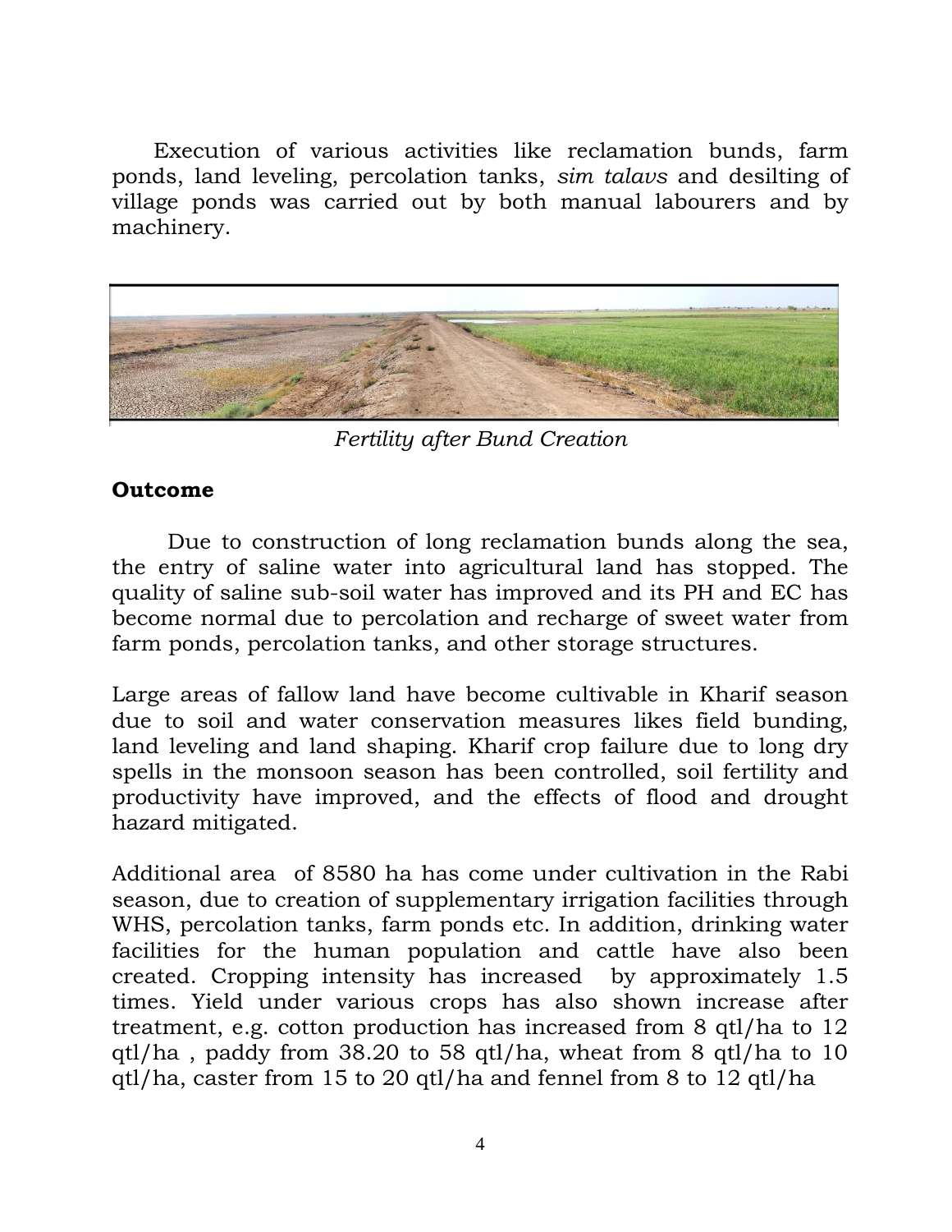Execution of various activities like reclamation bunds, farm ponds, land leveling, percolation tanks, *sim talavs* and desilting of village ponds was carried out by both manual labourers and by machinery.

*Fertility after Bund Creation*

## Outcome

Due to construction of long reclamation bunds along the sea, the entry of saline water into agricultural land has stopped. The quality of saline sub-soil water has improved and its PH and EC has become normal due to percolation and recharge of sweet water from farm ponds, percolation tanks, and other storage structures.

Large areas of fallow land have become cultivable in Kharif season due to soil and water conservation measures likes field bunding, land leveling and land shaping. Kharif crop failure due to long dry spells in the monsoon season has been controlled, soil fertility and productivity have improved, and the effects of flood and drought hazard mitigated.

Additional area of 8580 ha has come under cultivation in the Rabi season, due to creation of supplementary irrigation facilities through WHS, percolation tanks, farm ponds etc. In addition, drinking water facilities for the human population and cattle have also been created. Cropping intensity has increased by approximately 1.5 times. Yield under various crops has also shown increase after treatment, e.g. cotton production has increased from 8 qtl/ha to 12 qtl/ha , paddy from 38.20 to 58 qtl/ha, wheat from 8 qtl/ha to 10 qtl/ha, caster from 15 to 20 qtl/ha and fennel from 8 to 12 qtl/ha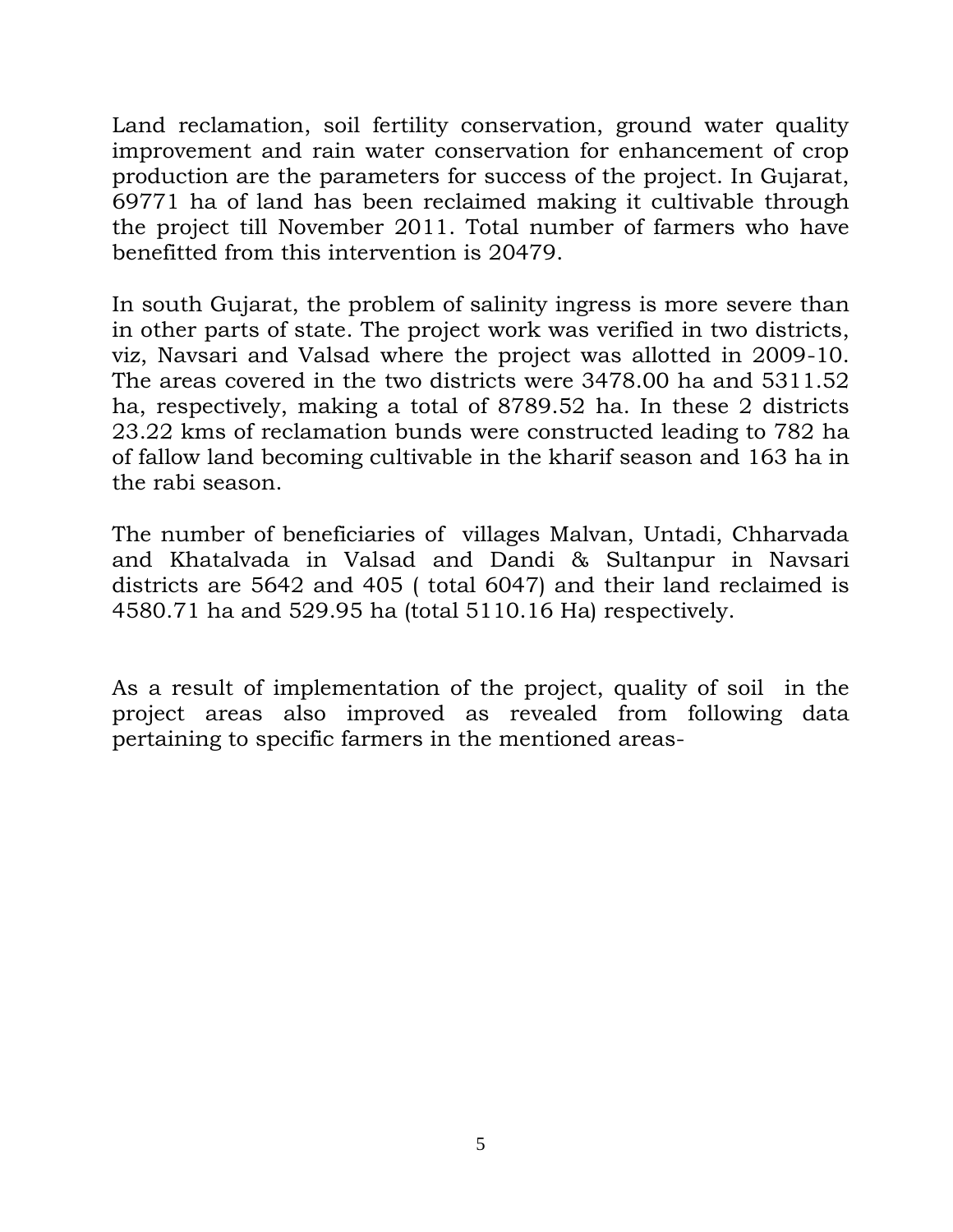Land reclamation, soil fertility conservation, ground water quality improvement and rain water conservation for enhancement of crop production are the parameters for success of the project. In Gujarat, 69771 ha of land has been reclaimed making it cultivable through the project till November 2011. Total number of farmers who have benefitted from this intervention is 20479.

In south Gujarat, the problem of salinity ingress is more severe than in other parts of state. The project work was verified in two districts, viz, Navsari and Valsad where the project was allotted in 2009-10. The areas covered in the two districts were 3478.00 ha and 5311.52 ha, respectively, making a total of 8789.52 ha. In these 2 districts 23.22 kms of reclamation bunds were constructed leading to 782 ha of fallow land becoming cultivable in the kharif season and 163 ha in the rabi season.

The number of beneficiaries of villages Malvan, Untadi, Chharvada and Khatalvada in Valsad and Dandi & Sultanpur in Navsari districts are 5642 and 405 ( total 6047) and their land reclaimed is 4580.71 ha and 529.95 ha (total 5110.16 Ha) respectively.

As a result of implementation of the project, quality of soil in the project areas also improved as revealed from following data pertaining to specific farmers in the mentioned areas-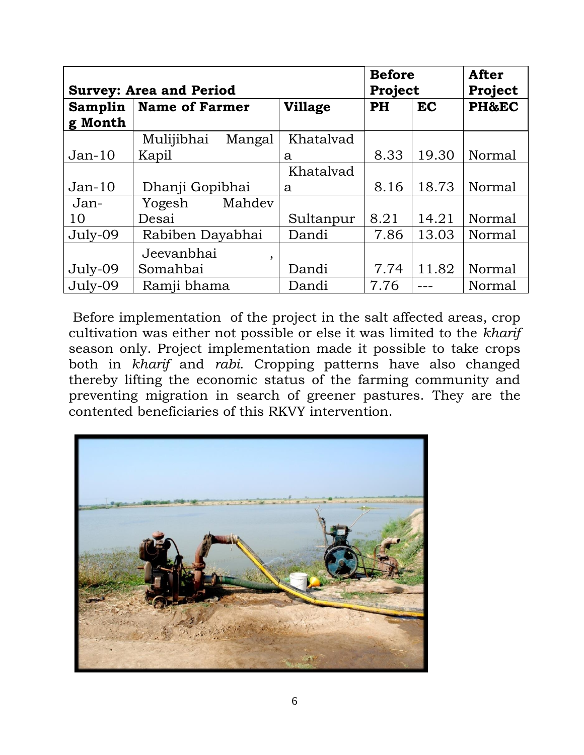| **Survey: Area and Period** | | | **Before Project** | | **After Project** |
|---|---|---|---|---|---|
| **Sampling Month** | **Name of Farmer** | **Village** | **PH** | **EC** | **PH&EC** |
| Jan-10 | Mulijibhai Mangal Kapil | Khatalvada | 8.33 | 19.30 | Normal |
| Jan-10 | Dhanji Gopibhai | Khatalvada | 8.16 | 18.73 | Normal |
| Jan-10 | Yogesh Mahdev Desai | Sultanpur | 8.21 | 14.21 | Normal |
| July-09 | Rabiben Dayabhai | Dandi | 7.86 | 13.03 | Normal |
| July-09 | Jeevanbhai , Somahbai | Dandi | 7.74 | 11.82 | Normal |
| July-09 | Ramji bhama | Dandi | 7.76 | --- | Normal |

Before implementation of the project in the salt affected areas, crop cultivation was either not possible or else it was limited to the *kharif* season only. Project implementation made it possible to take crops both in *kharif* and *rabi*. Cropping patterns have also changed thereby lifting the economic status of the farming community and preventing migration in search of greener pastures. They are the contented beneficiaries of this RKVY intervention.